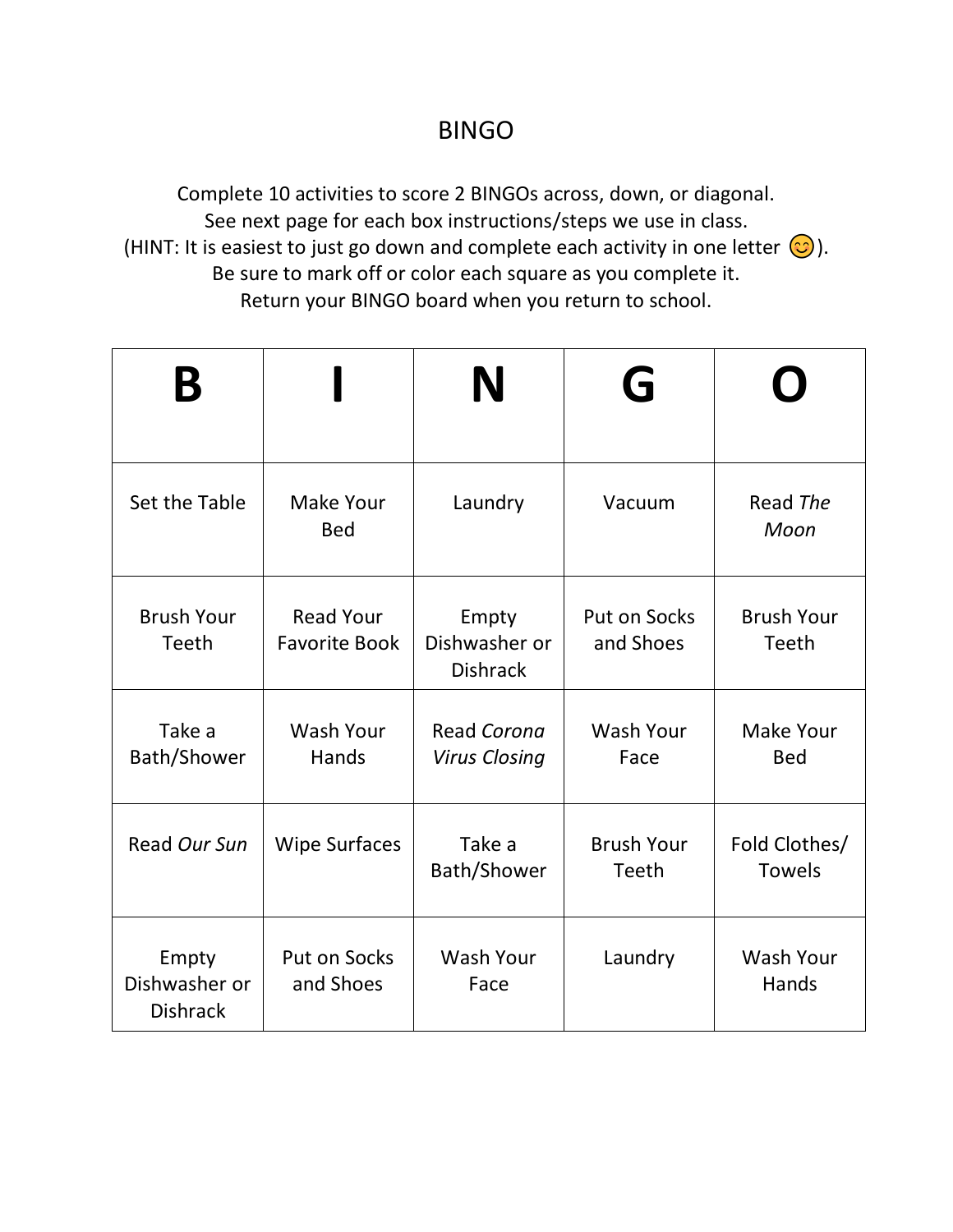# BINGO

Complete 10 activities to score 2 BINGOs across, down, or diagonal.
See next page for each box instructions/steps we use in class.
(HINT: It is easiest to just go down and complete each activity in one letter 😊).
Be sure to mark off or color each square as you complete it.
Return your BINGO board when you return to school.

| B | I | N | G | O |
|---|---|---|---|---|
| Set the Table | Make Your Bed | Laundry | Vacuum | Read *The Moon* |
| Brush Your Teeth | Read Your Favorite Book | Empty Dishwasher or Dishrack | Put on Socks and Shoes | Brush Your Teeth |
| Take a Bath/Shower | Wash Your Hands | Read *Corona Virus Closing* | Wash Your Face | Make Your Bed |
| Read *Our Sun* | Wipe Surfaces | Take a Bath/Shower | Brush Your Teeth | Fold Clothes/ Towels |
| Empty Dishwasher or Dishrack | Put on Socks and Shoes | Wash Your Face | Laundry | Wash Your Hands |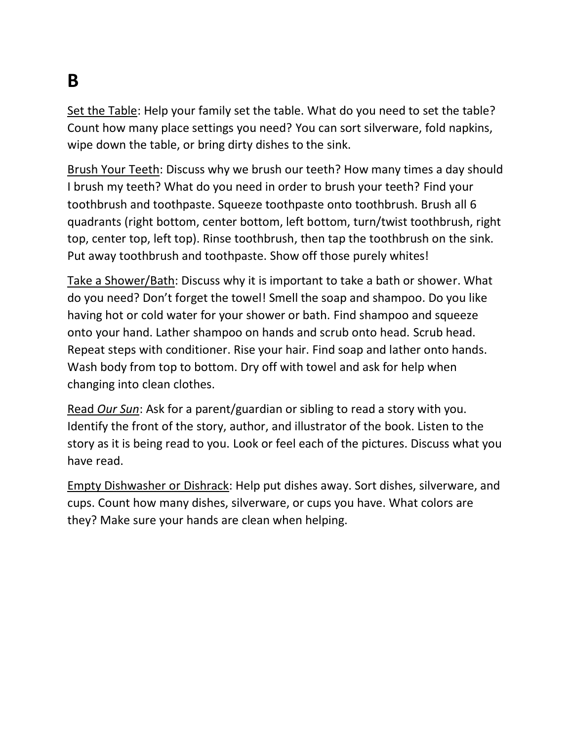# B

<u>Set the Table</u>: Help your family set the table. What do you need to set the table? Count how many place settings you need? You can sort silverware, fold napkins, wipe down the table, or bring dirty dishes to the sink.

<u>Brush Your Teeth</u>: Discuss why we brush our teeth? How many times a day should I brush my teeth? What do you need in order to brush your teeth? Find your toothbrush and toothpaste. Squeeze toothpaste onto toothbrush. Brush all 6 quadrants (right bottom, center bottom, left bottom, turn/twist toothbrush, right top, center top, left top). Rinse toothbrush, then tap the toothbrush on the sink. Put away toothbrush and toothpaste. Show off those purely whites!

<u>Take a Shower/Bath</u>: Discuss why it is important to take a bath or shower. What do you need? Don't forget the towel! Smell the soap and shampoo. Do you like having hot or cold water for your shower or bath. Find shampoo and squeeze onto your hand. Lather shampoo on hands and scrub onto head. Scrub head. Repeat steps with conditioner. Rise your hair. Find soap and lather onto hands. Wash body from top to bottom. Dry off with towel and ask for help when changing into clean clothes.

<u>Read *Our Sun*</u>: Ask for a parent/guardian or sibling to read a story with you. Identify the front of the story, author, and illustrator of the book. Listen to the story as it is being read to you. Look or feel each of the pictures. Discuss what you have read.

<u>Empty Dishwasher or Dishrack</u>: Help put dishes away. Sort dishes, silverware, and cups. Count how many dishes, silverware, or cups you have. What colors are they? Make sure your hands are clean when helping.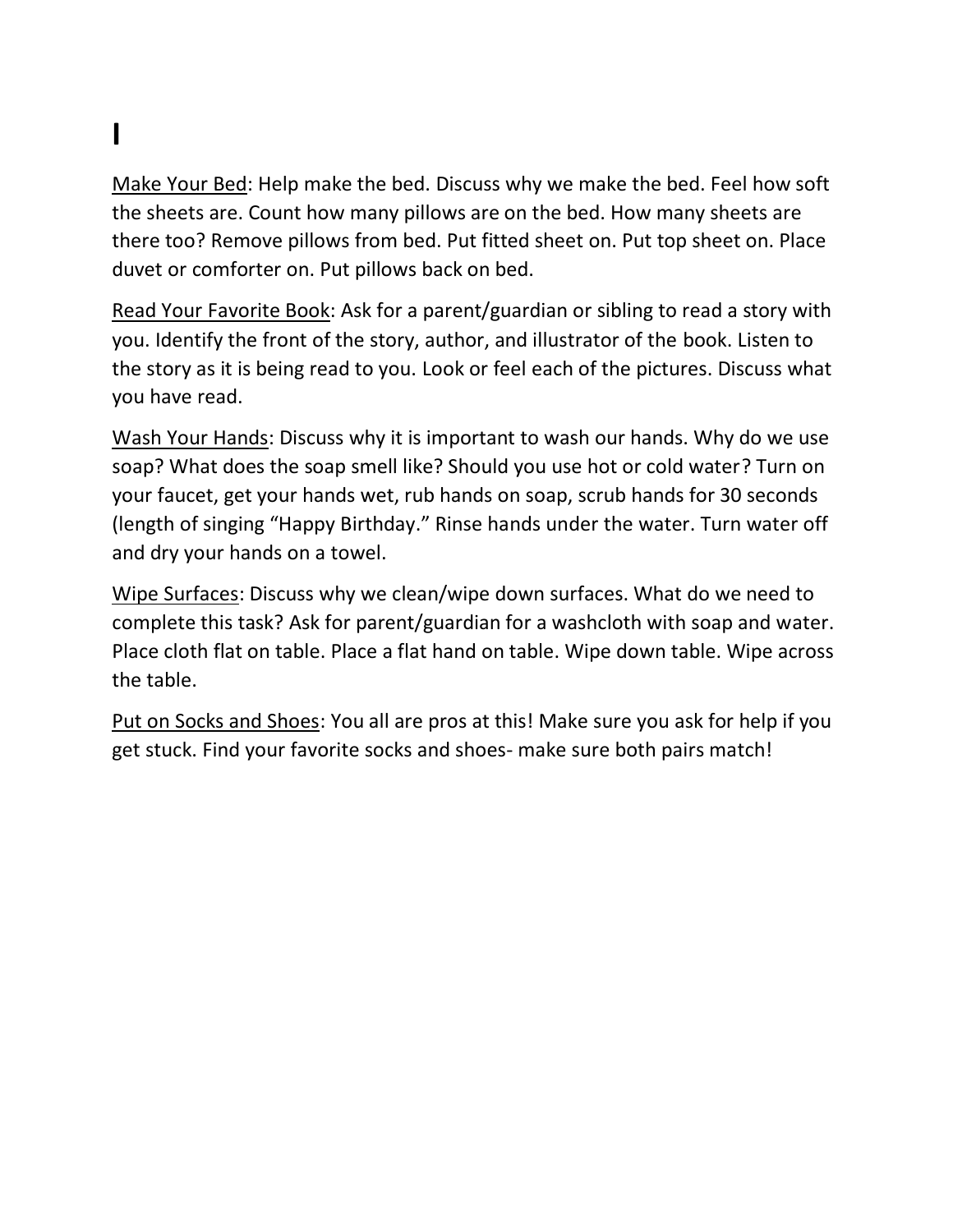# I

<u>Make Your Bed</u>: Help make the bed. Discuss why we make the bed. Feel how soft the sheets are. Count how many pillows are on the bed. How many sheets are there too? Remove pillows from bed. Put fitted sheet on. Put top sheet on. Place duvet or comforter on. Put pillows back on bed.

<u>Read Your Favorite Book</u>: Ask for a parent/guardian or sibling to read a story with you. Identify the front of the story, author, and illustrator of the book. Listen to the story as it is being read to you. Look or feel each of the pictures. Discuss what you have read.

<u>Wash Your Hands</u>: Discuss why it is important to wash our hands. Why do we use soap? What does the soap smell like? Should you use hot or cold water? Turn on your faucet, get your hands wet, rub hands on soap, scrub hands for 30 seconds (length of singing "Happy Birthday." Rinse hands under the water. Turn water off and dry your hands on a towel.

<u>Wipe Surfaces</u>: Discuss why we clean/wipe down surfaces. What do we need to complete this task? Ask for parent/guardian for a washcloth with soap and water. Place cloth flat on table. Place a flat hand on table. Wipe down table. Wipe across the table.

<u>Put on Socks and Shoes</u>: You all are pros at this! Make sure you ask for help if you get stuck. Find your favorite socks and shoes- make sure both pairs match!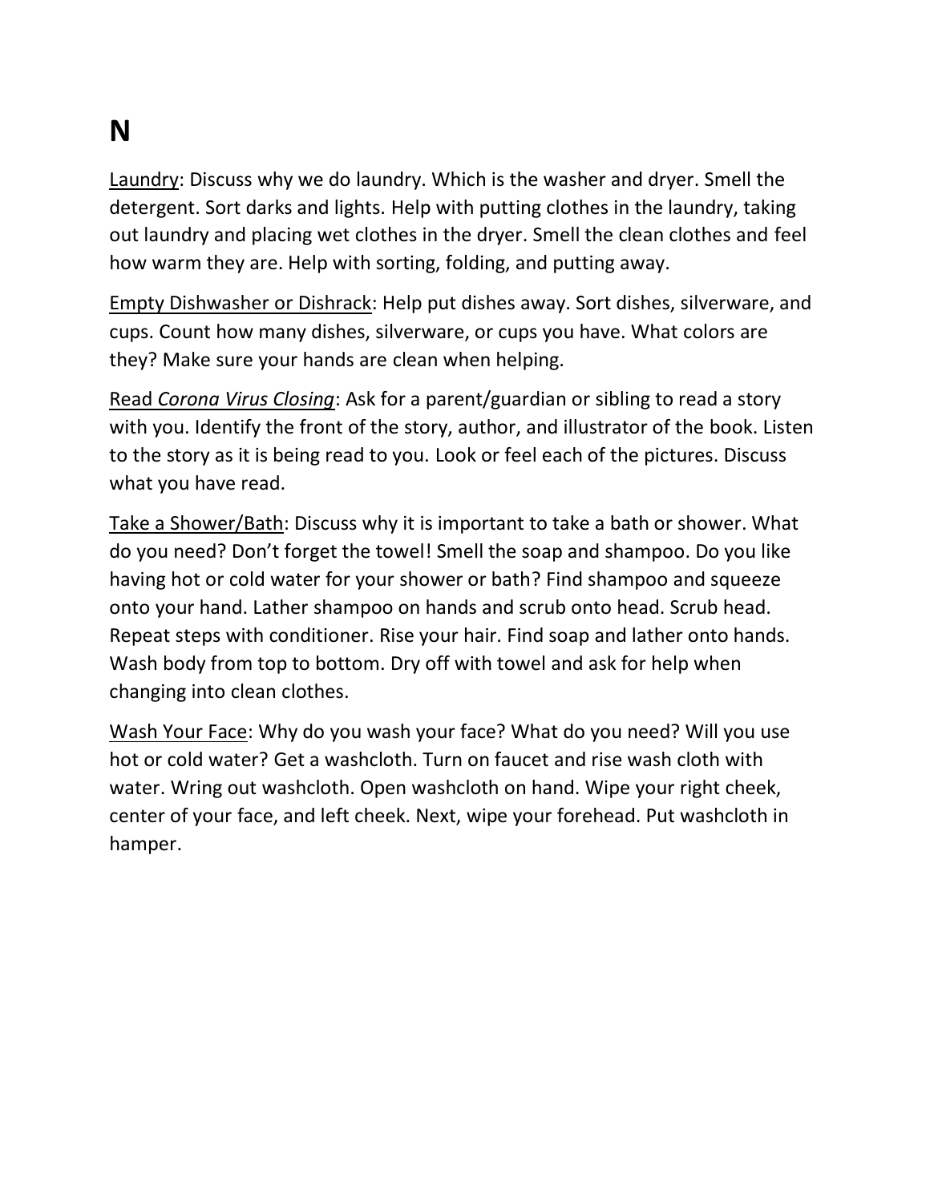# N

<u>Laundry</u>: Discuss why we do laundry. Which is the washer and dryer. Smell the detergent. Sort darks and lights. Help with putting clothes in the laundry, taking out laundry and placing wet clothes in the dryer. Smell the clean clothes and feel how warm they are. Help with sorting, folding, and putting away.

<u>Empty Dishwasher or Dishrack</u>: Help put dishes away. Sort dishes, silverware, and cups. Count how many dishes, silverware, or cups you have. What colors are they? Make sure your hands are clean when helping.

<u>Read *Corona Virus Closing*</u>: Ask for a parent/guardian or sibling to read a story with you. Identify the front of the story, author, and illustrator of the book. Listen to the story as it is being read to you. Look or feel each of the pictures. Discuss what you have read.

<u>Take a Shower/Bath</u>: Discuss why it is important to take a bath or shower. What do you need? Don't forget the towel! Smell the soap and shampoo. Do you like having hot or cold water for your shower or bath? Find shampoo and squeeze onto your hand. Lather shampoo on hands and scrub onto head. Scrub head. Repeat steps with conditioner. Rise your hair. Find soap and lather onto hands. Wash body from top to bottom. Dry off with towel and ask for help when changing into clean clothes.

<u>Wash Your Face</u>: Why do you wash your face? What do you need? Will you use hot or cold water? Get a washcloth. Turn on faucet and rise wash cloth with water. Wring out washcloth. Open washcloth on hand. Wipe your right cheek, center of your face, and left cheek. Next, wipe your forehead. Put washcloth in hamper.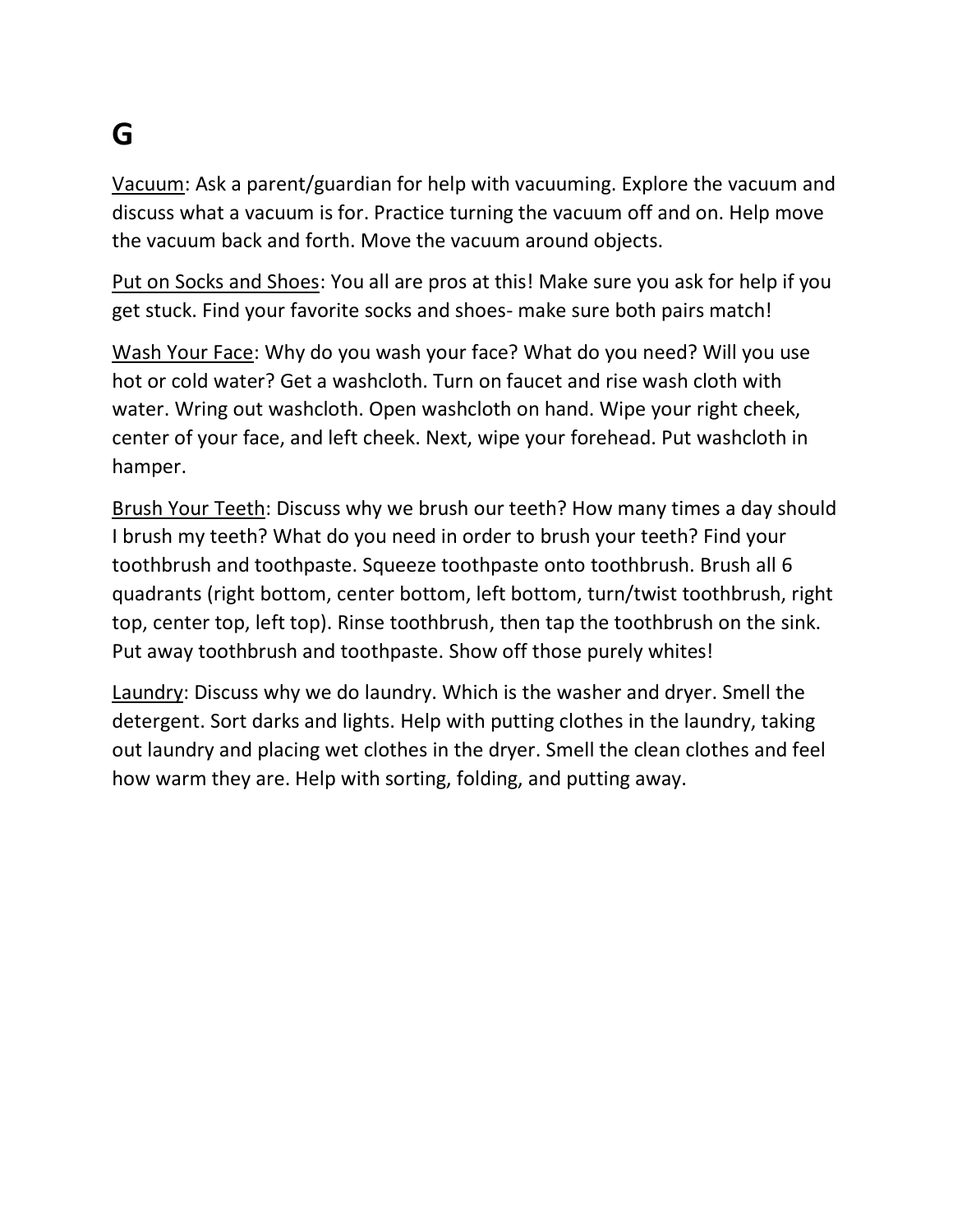# G

<u>Vacuum</u>: Ask a parent/guardian for help with vacuuming. Explore the vacuum and discuss what a vacuum is for. Practice turning the vacuum off and on. Help move the vacuum back and forth. Move the vacuum around objects.

<u>Put on Socks and Shoes</u>: You all are pros at this! Make sure you ask for help if you get stuck. Find your favorite socks and shoes- make sure both pairs match!

<u>Wash Your Face</u>: Why do you wash your face? What do you need? Will you use hot or cold water? Get a washcloth. Turn on faucet and rise wash cloth with water. Wring out washcloth. Open washcloth on hand. Wipe your right cheek, center of your face, and left cheek. Next, wipe your forehead. Put washcloth in hamper.

<u>Brush Your Teeth</u>: Discuss why we brush our teeth? How many times a day should I brush my teeth? What do you need in order to brush your teeth? Find your toothbrush and toothpaste. Squeeze toothpaste onto toothbrush. Brush all 6 quadrants (right bottom, center bottom, left bottom, turn/twist toothbrush, right top, center top, left top). Rinse toothbrush, then tap the toothbrush on the sink. Put away toothbrush and toothpaste. Show off those purely whites!

<u>Laundry</u>: Discuss why we do laundry. Which is the washer and dryer. Smell the detergent. Sort darks and lights. Help with putting clothes in the laundry, taking out laundry and placing wet clothes in the dryer. Smell the clean clothes and feel how warm they are. Help with sorting, folding, and putting away.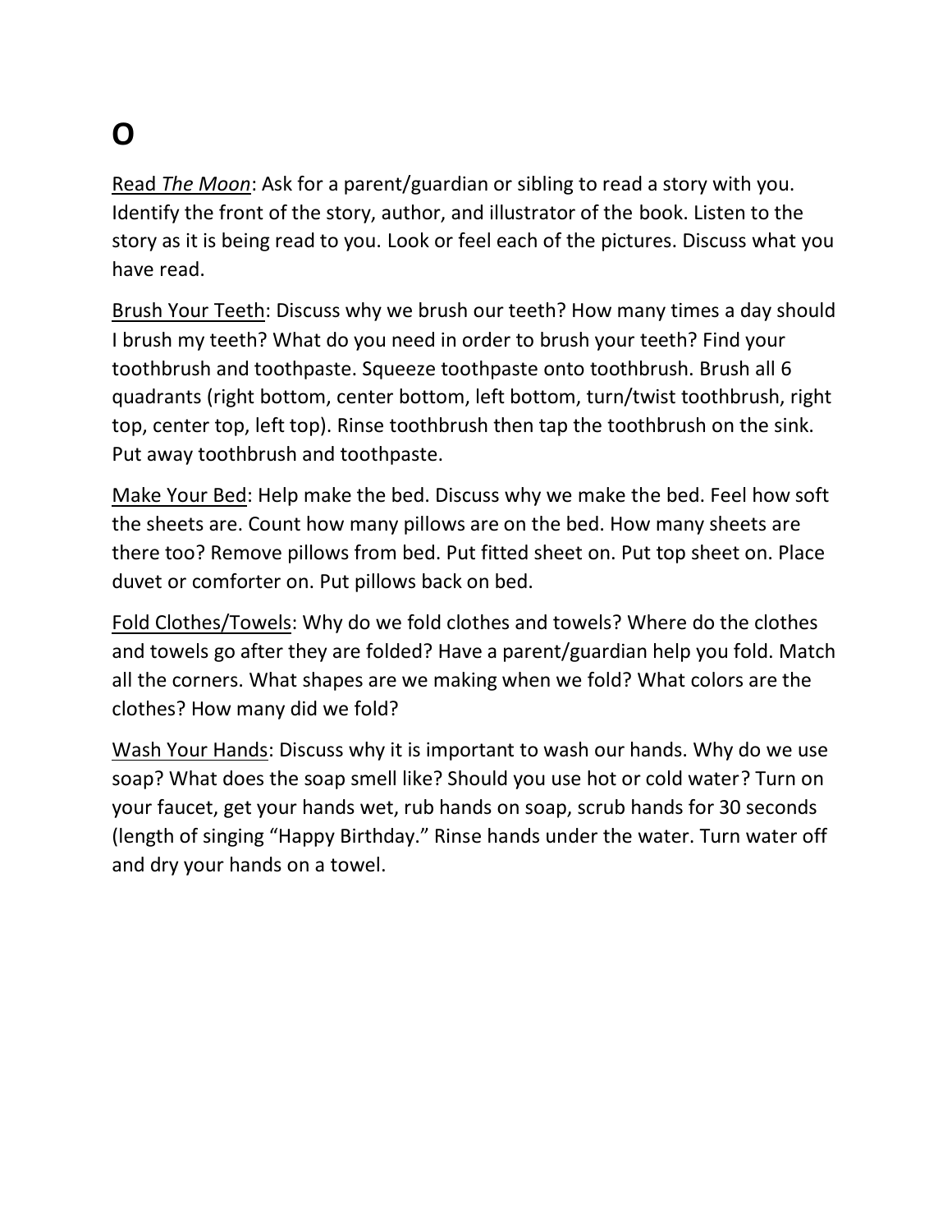# O

<u>Read *The Moon*</u>: Ask for a parent/guardian or sibling to read a story with you. Identify the front of the story, author, and illustrator of the book. Listen to the story as it is being read to you. Look or feel each of the pictures. Discuss what you have read.

<u>Brush Your Teeth</u>: Discuss why we brush our teeth? How many times a day should I brush my teeth? What do you need in order to brush your teeth? Find your toothbrush and toothpaste. Squeeze toothpaste onto toothbrush. Brush all 6 quadrants (right bottom, center bottom, left bottom, turn/twist toothbrush, right top, center top, left top). Rinse toothbrush then tap the toothbrush on the sink. Put away toothbrush and toothpaste.

<u>Make Your Bed</u>: Help make the bed. Discuss why we make the bed. Feel how soft the sheets are. Count how many pillows are on the bed. How many sheets are there too? Remove pillows from bed. Put fitted sheet on. Put top sheet on. Place duvet or comforter on. Put pillows back on bed.

<u>Fold Clothes/Towels</u>: Why do we fold clothes and towels? Where do the clothes and towels go after they are folded? Have a parent/guardian help you fold. Match all the corners. What shapes are we making when we fold? What colors are the clothes? How many did we fold?

<u>Wash Your Hands</u>: Discuss why it is important to wash our hands. Why do we use soap? What does the soap smell like? Should you use hot or cold water? Turn on your faucet, get your hands wet, rub hands on soap, scrub hands for 30 seconds (length of singing "Happy Birthday." Rinse hands under the water. Turn water off and dry your hands on a towel.